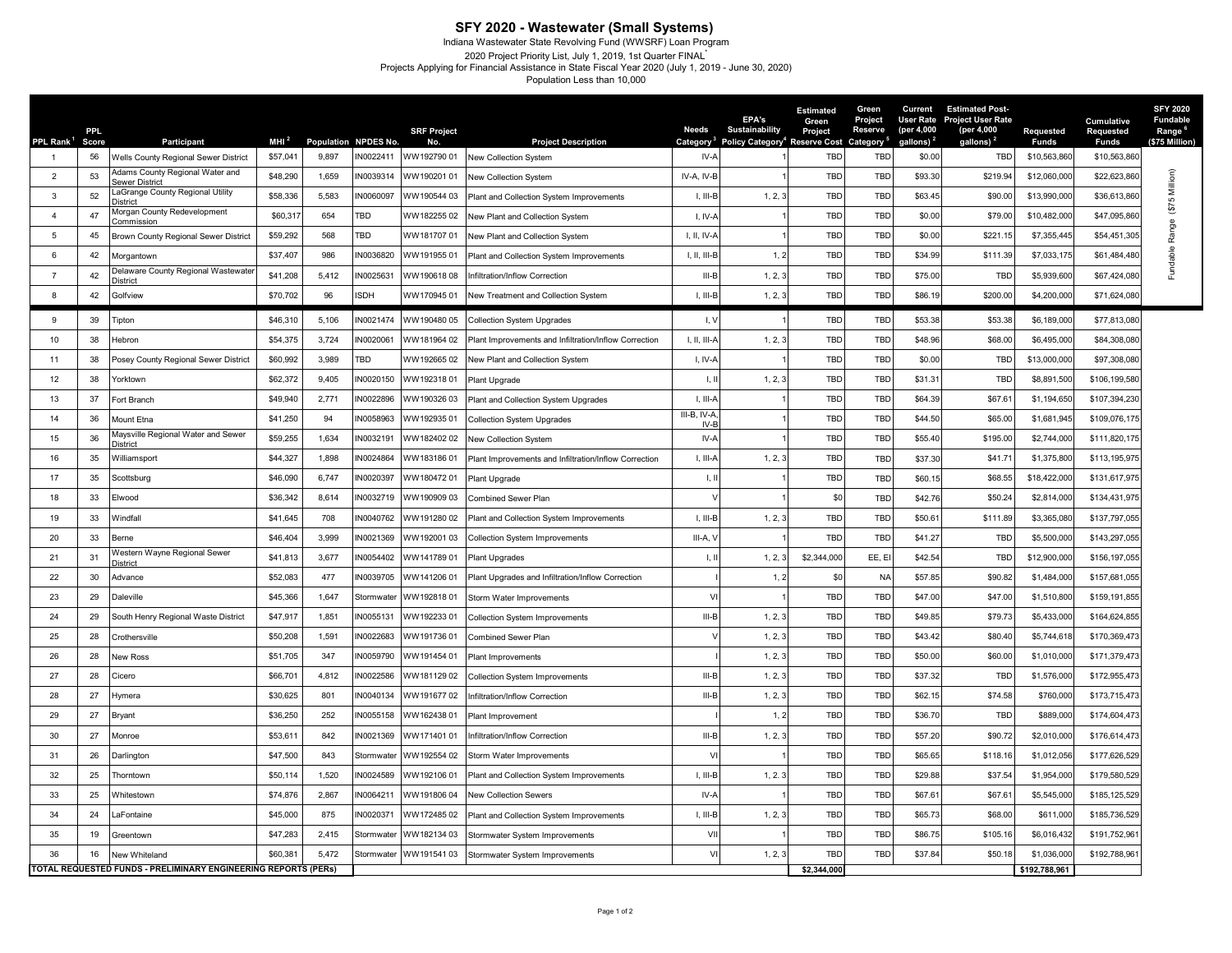# SFY 2020 - Wastewater (Small Systems)

Indiana Wastewater State Revolving Fund (WWSRF) Loan Program

2020 Project Priority List, July 1, 2019, 1st Quarter FINAL*

Projects Applying for Financial Assistance in State Fiscal Year 2020 (July 1, 2019 - June 30, 2020)

Population Less than 10,000

| PPL Rank [1] | PPL Score | Participant | MHI [2] | Population | NPDES No. | SRF Project No. | Project Description | Needs Category [3] | EPA's Sustainability Policy Category [4] | Estimated Green Project Reserve Cost | Green Project Reserve Category [5] | Current User Rate (per 4,000 gallons) [2] | Estimated Post-Project User Rate (per 4,000 gallons) [2] | Requested Funds | Cumulative Requested Funds | SFY 2020 Fundable Range [6] ($75 Million) |
|---|---|---|---|---|---|---|---|---|---|---|---|---|---|---|---|---|
| 1 | 56 | Wells County Regional Sewer District | $57,041 | 9,897 | IN0022411 | WW192790 01 | New Collection System | IV-A | 1 | TBD | TBD | $0.00 | TBD | $10,563,860 | $10,563,860 | Fundable Range ($75 Million) |
| 2 | 53 | Adams County Regional Water and Sewer District | $48,290 | 1,659 | IN0039314 | WW190201 01 | New Collection System | IV-A, IV-B | 1 | TBD | TBD | $93.30 | $219.94 | $12,060,000 | $22,623,860 | |
| 3 | 52 | LaGrange County Regional Utility District | $58,336 | 5,583 | IN0060097 | WW190544 03 | Plant and Collection System Improvements | I, III-B | 1, 2, 3 | TBD | TBD | $63.45 | $90.00 | $13,990,000 | $36,613,860 | |
| 4 | 47 | Morgan County Redevelopment Commission | $60,317 | 654 | TBD | WW182255 02 | New Plant and Collection System | I, IV-A | 1 | TBD | TBD | $0.00 | $79.00 | $10,482,000 | $47,095,860 | |
| 5 | 45 | Brown County Regional Sewer District | $59,292 | 568 | TBD | WW181707 01 | New Plant and Collection System | I, II, IV-A | 1 | TBD | TBD | $0.00 | $221.15 | $7,355,445 | $54,451,305 | |
| 6 | 42 | Morgantown | $37,407 | 986 | IN0036820 | WW191955 01 | Plant and Collection System Improvements | I, II, III-B | 1, 2 | TBD | TBD | $34.99 | $111.39 | $7,033,175 | $61,484,480 | |
| 7 | 42 | Delaware County Regional Wastewater District | $41,208 | 5,412 | IN0025631 | WW190618 08 | Infiltration/Inflow Correction | III-B | 1, 2, 3 | TBD | TBD | $75.00 | TBD | $5,939,600 | $67,424,080 | |
| 8 | 42 | Golfview | $70,702 | 96 | ISDH | WW170945 01 | New Treatment and Collection System | I, III-B | 1, 2, 3 | TBD | TBD | $86.19 | $200.00 | $4,200,000 | $71,624,080 | |
| 9 | 39 | Tipton | $46,310 | 5,106 | IN0021474 | WW190480 05 | Collection System Upgrades | I, V | 1 | TBD | TBD | $53.38 | $53.38 | $6,189,000 | $77,813,080 | |
| 10 | 38 | Hebron | $54,375 | 3,724 | IN0020061 | WW181964 02 | Plant Improvements and Infiltration/Inflow Correction | I, II, III-A | 1, 2, 3 | TBD | TBD | $48.96 | $68.00 | $6,495,000 | $84,308,080 | |
| 11 | 38 | Posey County Regional Sewer District | $60,992 | 3,989 | TBD | WW192665 02 | New Plant and Collection System | I, IV-A | 1 | TBD | TBD | $0.00 | TBD | $13,000,000 | $97,308,080 | |
| 12 | 38 | Yorktown | $62,372 | 9,405 | IN0020150 | WW192318 01 | Plant Upgrade | I, II | 1, 2, 3 | TBD | TBD | $31.31 | TBD | $8,891,500 | $106,199,580 | |
| 13 | 37 | Fort Branch | $49,940 | 2,771 | IN0022896 | WW190326 03 | Plant and Collection System Upgrades | I, III-A | 1 | TBD | TBD | $64.39 | $67.61 | $1,194,650 | $107,394,230 | |
| 14 | 36 | Mount Etna | $41,250 | 94 | IN0058963 | WW192935 01 | Collection System Upgrades | III-B, IV-A, IV-B | 1 | TBD | TBD | $44.50 | $65.00 | $1,681,945 | $109,076,175 | |
| 15 | 36 | Maysville Regional Water and Sewer District | $59,255 | 1,634 | IN0032191 | WW182402 02 | New Collection System | IV-A | 1 | TBD | TBD | $55.40 | $195.00 | $2,744,000 | $111,820,175 | |
| 16 | 35 | Williamsport | $44,327 | 1,898 | IN0024864 | WW183186 01 | Plant Improvements and Infiltration/Inflow Correction | I, III-A | 1, 2, 3 | TBD | TBD | $37.30 | $41.71 | $1,375,800 | $113,195,975 | |
| 17 | 35 | Scottsburg | $46,090 | 6,747 | IN0020397 | WW180472 01 | Plant Upgrade | I, II | 1 | TBD | TBD | $60.15 | $68.55 | $18,422,000 | $131,617,975 | |
| 18 | 33 | Elwood | $36,342 | 8,614 | IN0032719 | WW190909 03 | Combined Sewer Plan | V | 1 | $0 | TBD | $42.76 | $50.24 | $2,814,000 | $134,431,975 | |
| 19 | 33 | Windfall | $41,645 | 708 | IN0040762 | WW191280 02 | Plant and Collection System Improvements | I, III-B | 1, 2, 3 | TBD | TBD | $50.61 | $111.89 | $3,365,080 | $137,797,055 | |
| 20 | 33 | Berne | $46,404 | 3,999 | IN0021369 | WW192001 03 | Collection System Improvements | III-A, V | 1 | TBD | TBD | $41.27 | TBD | $5,500,000 | $143,297,055 | |
| 21 | 31 | Western Wayne Regional Sewer District | $41,813 | 3,677 | IN0054402 | WW141789 01 | Plant Upgrades | I, II | 1, 2, 3 | $2,344,000 | EE, EI | $42.54 | TBD | $12,900,000 | $156,197,055 | |
| 22 | 30 | Advance | $52,083 | 477 | IN0039705 | WW141206 01 | Plant Upgrades and Infiltration/Inflow Correction | I | 1, 2 | $0 | NA | $57.85 | $90.82 | $1,484,000 | $157,681,055 | |
| 23 | 29 | Daleville | $45,366 | 1,647 | Stormwater | WW192818 01 | Storm Water Improvements | VI | 1 | TBD | TBD | $47.00 | $47.00 | $1,510,800 | $159,191,855 | |
| 24 | 29 | South Henry Regional Waste District | $47,917 | 1,851 | IN0055131 | WW192233 01 | Collection System Improvements | III-B | 1, 2, 3 | TBD | TBD | $49.85 | $79.73 | $5,433,000 | $164,624,855 | |
| 25 | 28 | Crothersville | $50,208 | 1,591 | IN0022683 | WW191736 01 | Combined Sewer Plan | V | 1, 2, 3 | TBD | TBD | $43.42 | $80.40 | $5,744,618 | $170,369,473 | |
| 26 | 28 | New Ross | $51,705 | 347 | IN0059790 | WW191454 01 | Plant Improvements | I | 1, 2, 3 | TBD | TBD | $50.00 | $60.00 | $1,010,000 | $171,379,473 | |
| 27 | 28 | Cicero | $66,701 | 4,812 | IN0022586 | WW181129 02 | Collection System Improvements | III-B | 1, 2, 3 | TBD | TBD | $37.32 | TBD | $1,576,000 | $172,955,473 | |
| 28 | 27 | Hymera | $30,625 | 801 | IN0040134 | WW191677 02 | Infiltration/Inflow Correction | III-B | 1, 2, 3 | TBD | TBD | $62.15 | $74.58 | $760,000 | $173,715,473 | |
| 29 | 27 | Bryant | $36,250 | 252 | IN0055158 | WW162438 01 | Plant Improvement | I | 1, 2 | TBD | TBD | $36.70 | TBD | $889,000 | $174,604,473 | |
| 30 | 27 | Monroe | $53,611 | 842 | IN0021369 | WW171401 01 | Infiltration/Inflow Correction | III-B | 1, 2, 3 | TBD | TBD | $57.20 | $90.72 | $2,010,000 | $176,614,473 | |
| 31 | 26 | Darlington | $47,500 | 843 | Stormwater | WW192554 02 | Storm Water Improvements | VI | 1 | TBD | TBD | $65.65 | $118.16 | $1,012,056 | $177,626,529 | |
| 32 | 25 | Thorntown | $50,114 | 1,520 | IN0024589 | WW192106 01 | Plant and Collection System Improvements | I, III-B | 1, 2, 3 | TBD | TBD | $29.88 | $37.54 | $1,954,000 | $179,580,529 | |
| 33 | 25 | Whitestown | $74,876 | 2,867 | IN0064211 | WW191806 04 | New Collection Sewers | IV-A | 1 | TBD | TBD | $67.61 | $67.61 | $5,545,000 | $185,125,529 | |
| 34 | 24 | LaFontaine | $45,000 | 875 | IN0020371 | WW172485 02 | Plant and Collection System Improvements | I, III-B | 1, 2, 3 | TBD | TBD | $65.73 | $68.00 | $611,000 | $185,736,529 | |
| 35 | 19 | Greentown | $47,283 | 2,415 | Stormwater | WW182134 03 | Stormwater System Improvements | VII | 1 | TBD | TBD | $86.75 | $105.16 | $6,016,432 | $191,752,961 | |
| 36 | 16 | New Whiteland | $60,381 | 5,472 | Stormwater | WW191541 03 | Stormwater System Improvements | VI | 1, 2, 3 | TBD | TBD | $37.84 | $50.18 | $1,036,000 | $192,788,961 | |
| TOTAL REQUESTED FUNDS - PRELIMINARY ENGINEERING REPORTS (PERs) | | | | | | | | | | $2,344,000 | | | | $192,788,961 | | |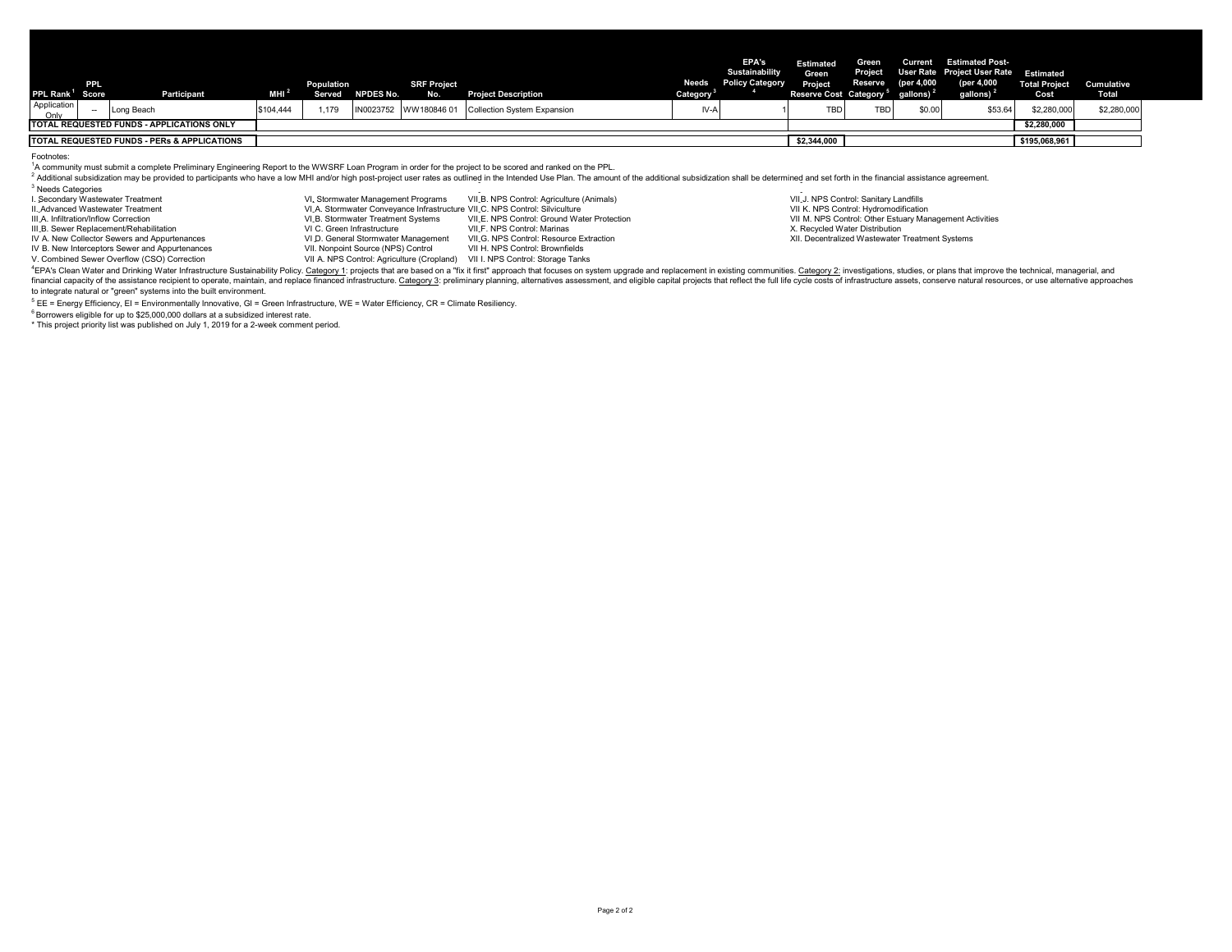| PPL Rank [1] | PPL Score | Participant | MHI [2] | Population Served | NPDES No. | SRF Project No. | Project Description | Needs Category [3] | EPA's Sustainability Policy Category [4] | Estimated Green Project Reserve Cost | Green Project Reserve Category [5] | Current User Rate (per 4,000 gallons) [2] | Estimated Post-Project User Rate (per 4,000 gallons) [2] | Estimated Total Project Cost | Cumulative Total |
|---|---|---|---|---|---|---|---|---|---|---|---|---|---|---|---|
| Application Only | -- | Long Beach | $104,444 | 1,179 | IN0023752 | WW180846 01 | Collection System Expansion | IV-A | 1 | TBD | TBD | $0.00 | $53.64 | $2,280,000 | $2,280,000 |
| TOTAL REQUESTED FUNDS - APPLICATIONS ONLY | | | | | | | | | | | | | | $2,280,000 | |
| TOTAL REQUESTED FUNDS - PERs & APPLICATIONS | | | | | | | | | | $2,344,000 | | | | $195,068,961 | |

Footnotes:

[1]A community must submit a complete Preliminary Engineering Report to the WWSRF Loan Program in order for the project to be scored and ranked on the PPL.

[2] Additional subsidization may be provided to participants who have a low MHI and/or high post-project user rates as outlined in the Intended Use Plan. The amount of the additional subsidization shall be determined and set forth in the financial assistance agreement.

[3] Needs Categories

- I. Secondary Wastewater Treatment
- II. Advanced Wastewater Treatment
- III.A. Infiltration/Inflow Correction
- III.B. Sewer Replacement/Rehabilitation
- IV A. New Collector Sewers and Appurtenances
- IV B. New Interceptors Sewer and Appurtenances
- V. Combined Sewer Overflow (CSO) Correction
- VI. Stormwater Management Programs
- VI.A. Stormwater Conveyance Infrastructure
- VI.B. Stormwater Treatment Systems
- VI C. Green Infrastructure
- VI D. General Stormwater Management
- VII. Nonpoint Source (NPS) Control
- VII A. NPS Control: Agriculture (Cropland)
- VII.B. NPS Control: Agriculture (Animals)
- VII.C. NPS Control: Silviculture
- VII.E. NPS Control: Ground Water Protection
- VII.F. NPS Control: Marinas
- VII.G. NPS Control: Resource Extraction
- VII H. NPS Control: Brownfields
- VII I. NPS Control: Storage Tanks
- VII.J. NPS Control: Sanitary Landfills
- VII K. NPS Control: Hydromodification
- VII M. NPS Control: Other Estuary Management Activities
- X. Recycled Water Distribution
- XII. Decentralized Wastewater Treatment Systems

[4]EPA's Clean Water and Drinking Water Infrastructure Sustainability Policy. Category 1: projects that are based on a "fix it first" approach that focuses on system upgrade and replacement in existing communities. Category 2: investigations, studies, or plans that improve the technical, managerial, and financial capacity of the assistance recipient to operate, maintain, and replace financed infrastructure. Category 3: preliminary planning, alternatives assessment, and eligible capital projects that reflect the full life cycle costs of infrastructure assets, conserve natural resources, or use alternative approaches to integrate natural or "green" systems into the built environment.

[5] EE = Energy Efficiency, EI = Environmentally Innovative, GI = Green Infrastructure, WE = Water Efficiency, CR = Climate Resiliency.

[6] Borrowers eligible for up to $25,000,000 dollars at a subsidized interest rate.

* This project priority list was published on July 1, 2019 for a 2-week comment period.